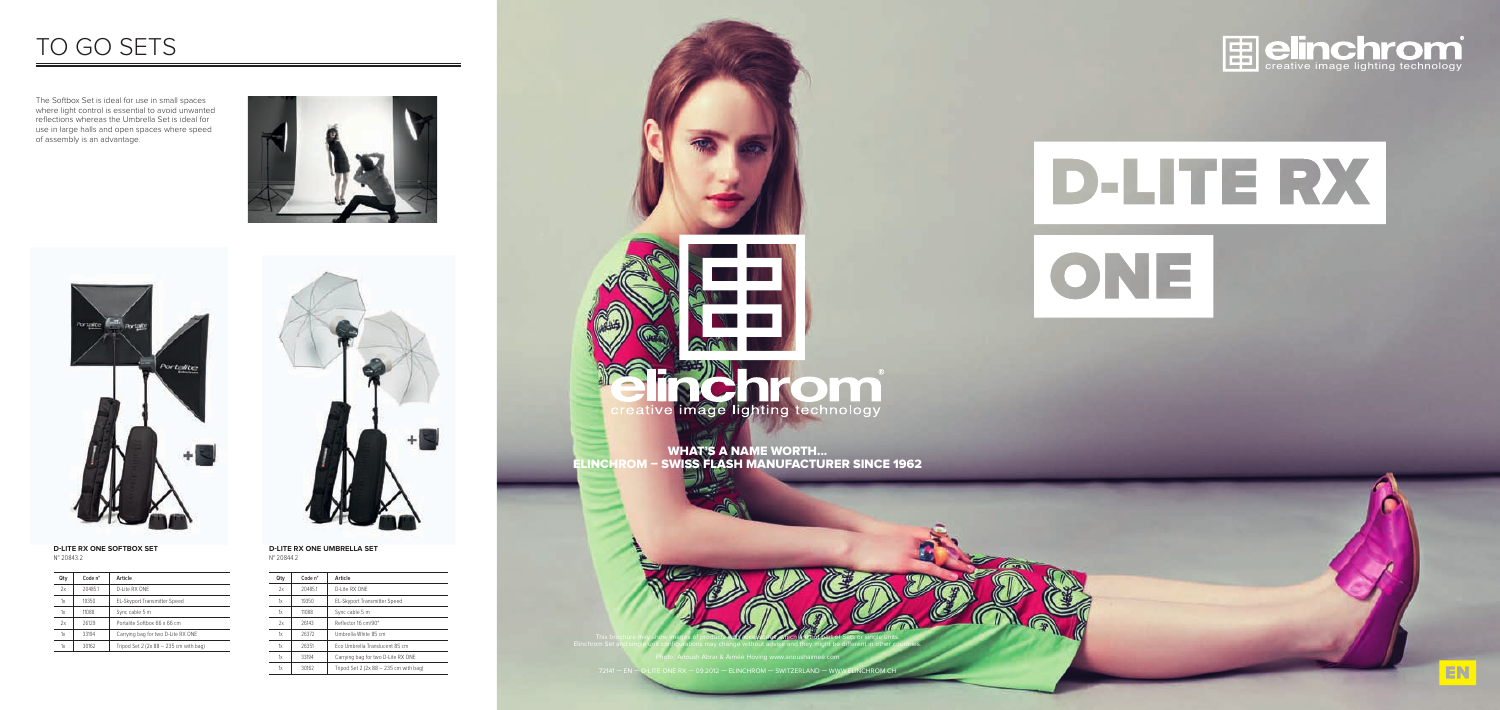# TO GO SETS

The Softbox Set is ideal for use in small spaces where light control is essential to avoid unwanted reflections whereas the Umbrella Set is ideal for use in large halls and open spaces where speed of assembly is an advantage.

**D-LITE RX ONE SOFTBOX SET**
N° 20843.2

| Qty | Code n° | Article |
|---|---|---|
| 2x | 20485.1 | D-Lite RX ONE |
| 1x | 19350 | EL-Skyport Transmitter Speed |
| 1x | 11088 | Sync cable 5 m |
| 2x | 26129 | Portalite Softbox 66 x 66 cm |
| 1x | 33194 | Carrying bag for two D-Lite RX ONE |
| 1x | 30162 | Tripod Set 2 (2x 88 – 235 cm with bag) |

**D-LITE RX ONE UMBRELLA SET**
N° 20844.2

| Qty | Code n° | Article |
|---|---|---|
| 2x | 20485.1 | D-Lite RX ONE |
| 1x | 19350 | EL-Skyport Transmitter Speed |
| 1x | 11088 | Sync cable 5 m |
| 2x | 26143 | Reflector 16 cm/90° |
| 1x | 26372 | Umbrella White 85 cm |
| 1x | 26351 | Eco Umbrella Translucent 85 cm |
| 1x | 33194 | Carrying bag for two D-Lite RX ONE |
| 1x | 30162 | Tripod Set 2 (2x 88 – 235 cm with bag) |

# D-LITE RX ONE

elinchrom – creative image lighting technology

**WHAT'S A NAME WORTH...**
**ELINCHROM – SWISS FLASH MANUFACTURER SINCE 1962**

This brochure may show images of products and accessories which are not part of Sets or single units. Elinchrom Set and single unit configurations may change without notice and they might be different in other countries.

Photo: Anouk Annai & Amine Hoving www.anoukhamee.com

72141 — EN — D-LITE ONE RX — 09.2012 — ELINCHROM — SWITZERLAND — WWW.ELINCHROM.CH

EN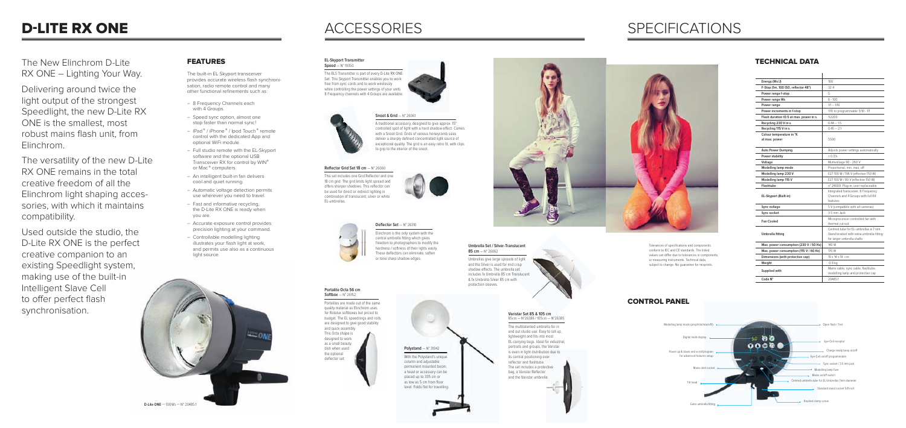# D-LITE RX ONE

The New Elinchrom D-Lite RX ONE – Lighting Your Way.

Delivering around twice the light output of the strongest Speedlight, the new D-Lite RX ONE is the smallest, most robust mains flash unit, from Elinchrom.

The versatility of the new D-Lite RX ONE remains in the total creative freedom of all the Elinchrom light shaping accessories, with which it maintains compatibility.

Used outside the studio, the D-Lite RX ONE is the perfect creative companion to an existing Speedlight system, making use of the built-in Intelligent Slave Cell to offer perfect flash synchronisation.

## FEATURES

The built-in EL Skyport transceiver provides accurate wireless flash synchronisation, radio remote control and many other functional refinements such as :

- 8 Frequency Channels each with 4 Groups.
- Speed sync option, almost one stop faster than normal sync!
- iPad® / iPhone® / Ipod Touch® remote control with the dedicated App and optional WiFi module.
- Full studio remote with the EL-Skyport software and the optional USB Transceiver RX for control by WIN® or Mac® computers.
- An intelligent built-in fan delivers cool and quiet running.
- Automatic voltage detection permits use wherever you need to travel.
- Fast and informative recycling, the D-Lite RX ONE is ready when you are.
- Accurate exposure control provides precision lighting at your command.
- Controllable modelling lighting illustrates your flash light at work, and permits use also as a continuous light source.

**D-Lite ONE** — 100 Ws — N° 20485.1

# ACCESSORIES

**EL-Skyport Transmitter Speed** — N° 19350

The ELS Transmitter is part of every D-Lite RX ONE Set. This Skyport Transmitter enables you to work free from sync cords and to work wirelessly while controlling the power settings of your units. 8 Frequency channels with 4 Groups are available.

**Snoot & Grid** — N° 26061

A traditional accessory, designed to give approx. 15° controlled spot of light with a hard shadow effect. Comes with a Snoot Grid. Grids of various honeycomb sizes deliver a sharply defined concentrated light source of exceptional quality. The grid is an easy retro fit, with clips to grip to the interior of the snoot.

**Reflector Grid Set 18 cm** — N° 26060

This set includes one Grid Reflector and one 18 cm grid. The grid limits light spread and offers sharper shadows. This reflector can be used for direct or indirect lighting in combination of translucent, silver or white EL-umbrellas.

**Deflector Set** — N° 26310

Elinchrom is the only system with the central umbrella fitting which gives freedom to photographers to modify the hardness / softness of their lights easily. These deflectors can eliminate, soften or tone sharp shadow edges.

**Portalite Octa 56 cm Softbox** — N° 26152

Portalites are made out of the same quality material as Elinchrom uses for Rotalux softboxes but priced to budget. The EL speedrings and rods are designed to give good stability and quick assembly. This Octa shape is designed to work as a small beauty dish when used the optional deflector set.

**Polystand** — N° 31042

With the Polystand's unique column and adjustable permanent mounted boom, a head or accessory can be placed up to 335 cm or as low as 5 cm from floor level. Folds flat for travelling.

**Umbrella Set / Silver-Translucent 85 cm** — N° 26062

Umbrellas give large spreads of light and the Silver is used for mid crisp shadow effects. The umbrella set includes 1x Umbrella 85 cm Translucent & 1x Umbrella Silver 85 cm with protection sleeves.

**Varistar Set 85 & 105 cm**
85cm — N°26386 / 105cm — N°26385

The multitalented umbrella for in and out studio use: Easy to set up, lightweight and fits into most EL-carrying bags. Ideal for industrial, portraits and groups, the Varistar is even in light distribution due to its central positioning over reflector and flashtube. The set includes a protective bag, a Varistar Reflector and the Varistar umbrella.

# SPECIFICATIONS

## TECHNICAL DATA

| | |
|---|---|
| Energy (Ws/J) | 100 |
| F-Stop (1m, 100 ISO, reflector 48°) | 32.4 |
| Power range f-stop | 5 |
| Power range Ws | 6 – 100 |
| Power range | 1/1 – 1/16 |
| Power increments in f-stop | 1/10 to programmable 5/10 - 1/1 |
| Flash duration t0.5 at max. power in s. | 1/2200 |
| Recycling 230 V in s. | 0.44 – 1.5 |
| Recycling 115 V in s. | 0.45 – 2.1 |
| Colour temperature in °K at max. power | 5500 |
| Auto Power Dumping | Adjusts power settings automatically |
| Power stability | ± 0.5% |
| Voltage | Multivoltage 90 - 260 V |
| Modelling lamp mode | Proportional, min, max, off |
| Modelling lamp 230 V | E27 100 W / 196 V (effective 150 W) |
| Modelling lamp 115 V | E27 100 W / 90 V (effective 150 W) |
| Flashtube | n° 24009. Plug-in, user replaceable |
| EL-Skyport (Built-in) | Integrated transceiver, 8 Frequency Channels and 4 Groups with full RX features |
| Sync voltage | 5 V (compatible with all cameras) |
| Sync socket | 3.5 mm Jack |
| Fan Cooled | Microprocessor controlled fan with thermal cut-out |
| Umbrella fitting | Centred tube for EL-umbrellas ø 7 mm. Stand bracket with extra umbrella fitting for larger umbrella shafts |
| Max. power consumption (230 V / 50 Hz) | 140 W |
| Max. power consumption (115 V / 60 Hz) | 170 W |
| Dimensions (with protective cap) | 19 x 14 x 19 cm |
| Weight | 0.9 kg |
| Supplied with | Mains cable, sync cable, flashtube, modelling lamp and protective cap |
| Code N° | 20485.1 |

Tolerances of specifications and components conform to IEC and CE standards. The listed values can differ due to tolerances in components, or measuring instruments. Technical data, subject to change. No guarantee for misprints.

## CONTROL PANEL

Modelling lamp mode (prop/max/min/off)
Digital multi display
Power up & down and scroll/program for advanced features setup
Mains inlet socket
Tilt head
Extra umbrella fitting
Open flash / Test
Eye-Cell receptor
Charge ready beep on/off
Eye-Cell on/off programmable
Sync socket / 3.5 mm jack
Modelling lamp fuse
Mains on/off switch
Centred umbrella tube for EL Umbrellas 7mm diameter
Standard stand socket 5/8 inch
Knurled clamp screw